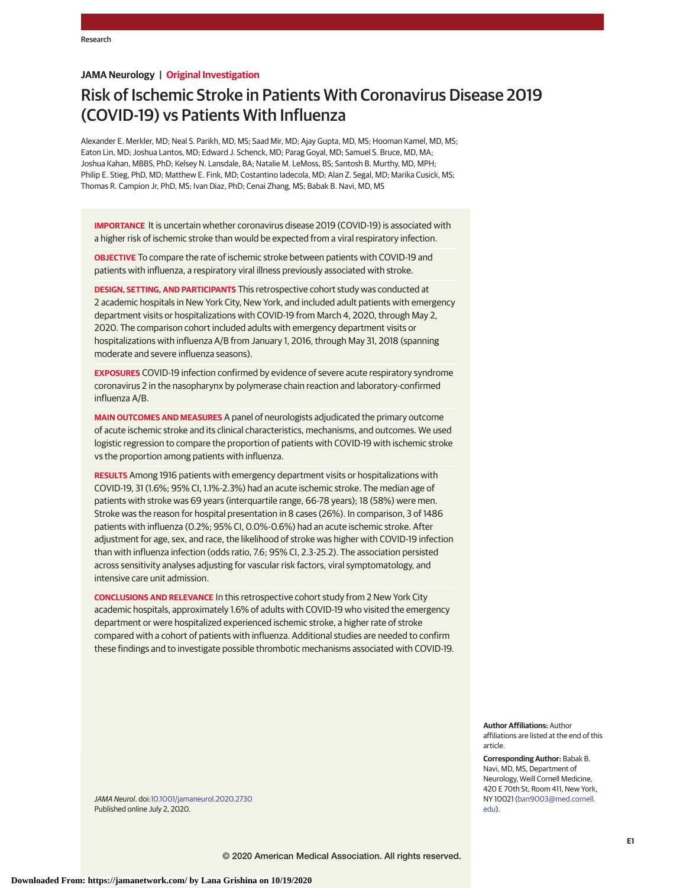JAMA Neurology | Original Investigation

# Risk of Ischemic Stroke in Patients With Coronavirus Disease 2019 (COVID-19) vs Patients With Influenza

Alexander E. Merkler, MD; Neal S. Parikh, MD, MS; Saad Mir, MD; Ajay Gupta, MD, MS; Hooman Kamel, MD, MS; Eaton Lin, MD; Joshua Lantos, MD; Edward J. Schenck, MD; Parag Goyal, MD; Samuel S. Bruce, MD, MA; Joshua Kahan, MBBS, PhD; Kelsey N. Lansdale, BA; Natalie M. LeMoss, BS; Santosh B. Murthy, MD, MPH; Philip E. Stieg, PhD, MD; Matthew E. Fink, MD; Costantino Iadecola, MD; Alan Z. Segal, MD; Marika Cusick, MS; Thomas R. Campion Jr, PhD, MS; Ivan Diaz, PhD; Cenai Zhang, MS; Babak B. Navi, MD, MS

**IMPORTANCE** It is uncertain whether coronavirus disease 2019 (COVID-19) is associated with a higher risk of ischemic stroke than would be expected from a viral respiratory infection.

**OBJECTIVE** To compare the rate of ischemic stroke between patients with COVID-19 and patients with influenza, a respiratory viral illness previously associated with stroke.

**DESIGN, SETTING, AND PARTICIPANTS** This retrospective cohort study was conducted at 2 academic hospitals in New York City, New York, and included adult patients with emergency department visits or hospitalizations with COVID-19 from March 4, 2020, through May 2, 2020. The comparison cohort included adults with emergency department visits or hospitalizations with influenza A/B from January 1, 2016, through May 31, 2018 (spanning moderate and severe influenza seasons).

**EXPOSURES** COVID-19 infection confirmed by evidence of severe acute respiratory syndrome coronavirus 2 in the nasopharynx by polymerase chain reaction and laboratory-confirmed influenza A/B.

**MAIN OUTCOMES AND MEASURES** A panel of neurologists adjudicated the primary outcome of acute ischemic stroke and its clinical characteristics, mechanisms, and outcomes. We used logistic regression to compare the proportion of patients with COVID-19 with ischemic stroke vs the proportion among patients with influenza.

**RESULTS** Among 1916 patients with emergency department visits or hospitalizations with COVID-19, 31 (1.6%; 95% CI, 1.1%-2.3%) had an acute ischemic stroke. The median age of patients with stroke was 69 years (interquartile range, 66-78 years); 18 (58%) were men. Stroke was the reason for hospital presentation in 8 cases (26%). In comparison, 3 of 1486 patients with influenza (0.2%; 95% CI, 0.0%-0.6%) had an acute ischemic stroke. After adjustment for age, sex, and race, the likelihood of stroke was higher with COVID-19 infection than with influenza infection (odds ratio, 7.6; 95% CI, 2.3-25.2). The association persisted across sensitivity analyses adjusting for vascular risk factors, viral symptomatology, and intensive care unit admission.

**CONCLUSIONS AND RELEVANCE** In this retrospective cohort study from 2 New York City academic hospitals, approximately 1.6% of adults with COVID-19 who visited the emergency department or were hospitalized experienced ischemic stroke, a higher rate of stroke compared with a cohort of patients with influenza. Additional studies are needed to confirm these findings and to investigate possible thrombotic mechanisms associated with COVID-19.

*JAMA Neurol*. doi:10.1001/jamaneurol.2020.2730
Published online July 2, 2020.

**Author Affiliations:** Author affiliations are listed at the end of this article.

**Corresponding Author:** Babak B. Navi, MD, MS, Department of Neurology, Weill Cornell Medicine, 420 E 70th St, Room 411, New York, NY 10021 (ban9003@med.cornell.edu).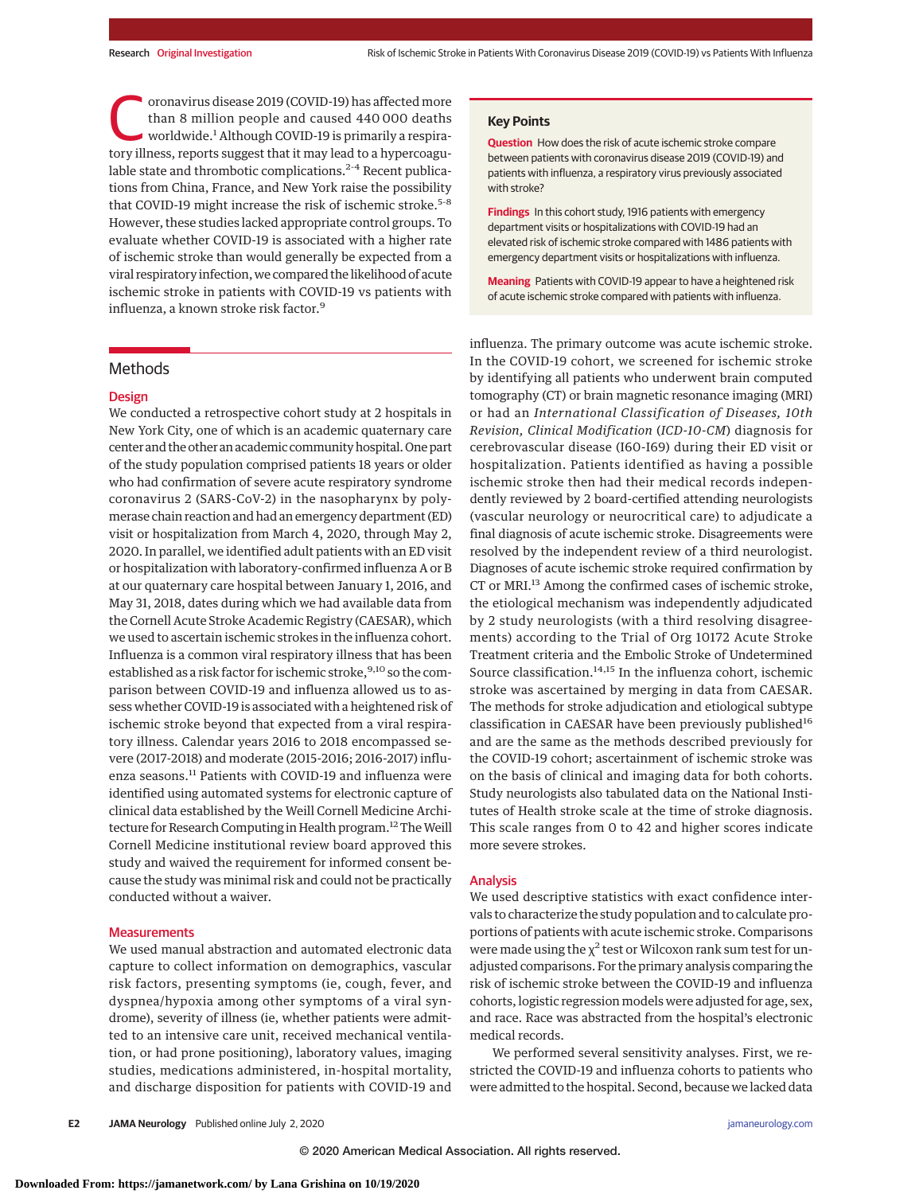Coronavirus disease 2019 (COVID-19) has affected more than 8 million people and caused 440 000 deaths worldwide.[1] Although COVID-19 is primarily a respiratory illness, reports suggest that it may lead to a hypercoagulable state and thrombotic complications.[2-4] Recent publications from China, France, and New York raise the possibility that COVID-19 might increase the risk of ischemic stroke.[5-8] However, these studies lacked appropriate control groups. To evaluate whether COVID-19 is associated with a higher rate of ischemic stroke than would generally be expected from a viral respiratory infection, we compared the likelihood of acute ischemic stroke in patients with COVID-19 vs patients with influenza, a known stroke risk factor.[9]

> **Key Points**
>
> **Question** How does the risk of acute ischemic stroke compare between patients with coronavirus disease 2019 (COVID-19) and patients with influenza, a respiratory virus previously associated with stroke?
>
> **Findings** In this cohort study, 1916 patients with emergency department visits or hospitalizations with COVID-19 had an elevated risk of ischemic stroke compared with 1486 patients with emergency department visits or hospitalizations with influenza.
>
> **Meaning** Patients with COVID-19 appear to have a heightened risk of acute ischemic stroke compared with patients with influenza.

## Methods

### Design

We conducted a retrospective cohort study at 2 hospitals in New York City, one of which is an academic quaternary care center and the other an academic community hospital. One part of the study population comprised patients 18 years or older who had confirmation of severe acute respiratory syndrome coronavirus 2 (SARS-CoV-2) in the nasopharynx by polymerase chain reaction and had an emergency department (ED) visit or hospitalization from March 4, 2020, through May 2, 2020. In parallel, we identified adult patients with an ED visit or hospitalization with laboratory-confirmed influenza A or B at our quaternary care hospital between January 1, 2016, and May 31, 2018, dates during which we had available data from the Cornell Acute Stroke Academic Registry (CAESAR), which we used to ascertain ischemic strokes in the influenza cohort. Influenza is a common viral respiratory illness that has been established as a risk factor for ischemic stroke,[9,10] so the comparison between COVID-19 and influenza allowed us to assess whether COVID-19 is associated with a heightened risk of ischemic stroke beyond that expected from a viral respiratory illness. Calendar years 2016 to 2018 encompassed severe (2017-2018) and moderate (2015-2016; 2016-2017) influenza seasons.[11] Patients with COVID-19 and influenza were identified using automated systems for electronic capture of clinical data established by the Weill Cornell Medicine Architecture for Research Computing in Health program.[12] The Weill Cornell Medicine institutional review board approved this study and waived the requirement for informed consent because the study was minimal risk and could not be practically conducted without a waiver.

### Measurements

We used manual abstraction and automated electronic data capture to collect information on demographics, vascular risk factors, presenting symptoms (ie, cough, fever, and dyspnea/hypoxia among other symptoms of a viral syndrome), severity of illness (ie, whether patients were admitted to an intensive care unit, received mechanical ventilation, or had prone positioning), laboratory values, imaging studies, medications administered, in-hospital mortality, and discharge disposition for patients with COVID-19 and influenza. The primary outcome was acute ischemic stroke. In the COVID-19 cohort, we screened for ischemic stroke by identifying all patients who underwent brain computed tomography (CT) or brain magnetic resonance imaging (MRI) or had an *International Classification of Diseases, 10th Revision, Clinical Modification* (*ICD-10-CM*) diagnosis for cerebrovascular disease (I60-I69) during their ED visit or hospitalization. Patients identified as having a possible ischemic stroke then had their medical records independently reviewed by 2 board-certified attending neurologists (vascular neurology or neurocritical care) to adjudicate a final diagnosis of acute ischemic stroke. Disagreements were resolved by the independent review of a third neurologist. Diagnoses of acute ischemic stroke required confirmation by CT or MRI.[13] Among the confirmed cases of ischemic stroke, the etiological mechanism was independently adjudicated by 2 study neurologists (with a third resolving disagreements) according to the Trial of Org 10172 Acute Stroke Treatment criteria and the Embolic Stroke of Undetermined Source classification.[14,15] In the influenza cohort, ischemic stroke was ascertained by merging in data from CAESAR. The methods for stroke adjudication and etiological subtype classification in CAESAR have been previously published[16] and are the same as the methods described previously for the COVID-19 cohort; ascertainment of ischemic stroke was on the basis of clinical and imaging data for both cohorts. Study neurologists also tabulated data on the National Institutes of Health stroke scale at the time of stroke diagnosis. This scale ranges from 0 to 42 and higher scores indicate more severe strokes.

### Analysis

We used descriptive statistics with exact confidence intervals to characterize the study population and to calculate proportions of patients with acute ischemic stroke. Comparisons were made using the $\chi^2$ test or Wilcoxon rank sum test for unadjusted comparisons. For the primary analysis comparing the risk of ischemic stroke between the COVID-19 and influenza cohorts, logistic regression models were adjusted for age, sex, and race. Race was abstracted from the hospital's electronic medical records.

We performed several sensitivity analyses. First, we restricted the COVID-19 and influenza cohorts to patients who were admitted to the hospital. Second, because we lacked data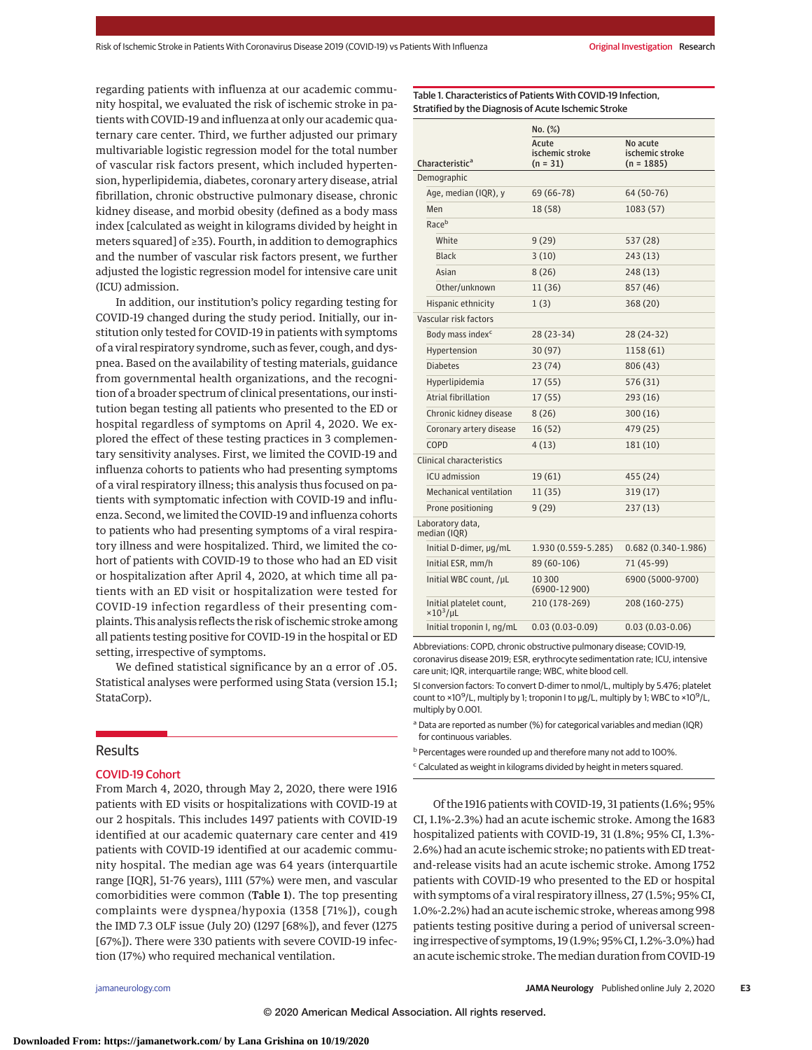regarding patients with influenza at our academic community hospital, we evaluated the risk of ischemic stroke in patients with COVID-19 and influenza at only our academic quaternary care center. Third, we further adjusted our primary multivariable logistic regression model for the total number of vascular risk factors present, which included hypertension, hyperlipidemia, diabetes, coronary artery disease, atrial fibrillation, chronic obstructive pulmonary disease, chronic kidney disease, and morbid obesity (defined as a body mass index [calculated as weight in kilograms divided by height in meters squared] of ≥35). Fourth, in addition to demographics and the number of vascular risk factors present, we further adjusted the logistic regression model for intensive care unit (ICU) admission.

In addition, our institution's policy regarding testing for COVID-19 changed during the study period. Initially, our institution only tested for COVID-19 in patients with symptoms of a viral respiratory syndrome, such as fever, cough, and dyspnea. Based on the availability of testing materials, guidance from governmental health organizations, and the recognition of a broader spectrum of clinical presentations, our institution began testing all patients who presented to the ED or hospital regardless of symptoms on April 4, 2020. We explored the effect of these testing practices in 3 complementary sensitivity analyses. First, we limited the COVID-19 and influenza cohorts to patients who had presenting symptoms of a viral respiratory illness; this analysis thus focused on patients with symptomatic infection with COVID-19 and influenza. Second, we limited the COVID-19 and influenza cohorts to patients who had presenting symptoms of a viral respiratory illness and were hospitalized. Third, we limited the cohort of patients with COVID-19 to those who had an ED visit or hospitalization after April 4, 2020, at which time all patients with an ED visit or hospitalization were tested for COVID-19 infection regardless of their presenting complaints. This analysis reflects the risk of ischemic stroke among all patients testing positive for COVID-19 in the hospital or ED setting, irrespective of symptoms.

We defined statistical significance by an α error of .05. Statistical analyses were performed using Stata (version 15.1; StataCorp).

## Results

### COVID-19 Cohort

From March 4, 2020, through May 2, 2020, there were 1916 patients with ED visits or hospitalizations with COVID-19 at our 2 hospitals. This includes 1497 patients with COVID-19 identified at our academic quaternary care center and 419 patients with COVID-19 identified at our academic community hospital. The median age was 64 years (interquartile range [IQR], 51-76 years), 1111 (57%) were men, and vascular comorbidities were common (**Table 1**). The top presenting complaints were dyspnea/hypoxia (1358 [71%]), cough the IMD 7.3 OLF issue (July 20) (1297 [68%]), and fever (1275 [67%]). There were 330 patients with severe COVID-19 infection (17%) who required mechanical ventilation.

Table 1. Characteristics of Patients With COVID-19 Infection, Stratified by the Diagnosis of Acute Ischemic Stroke

| Characteristic[a] | No. (%) Acute ischemic stroke (n = 31) | No. (%) No acute ischemic stroke (n = 1885) |
|---|---|---|
| **Demographic** | | |
| Age, median (IQR), y | 69 (66-78) | 64 (50-76) |
| Men | 18 (58) | 1083 (57) |
| Race[b] | | |
| White | 9 (29) | 537 (28) |
| Black | 3 (10) | 243 (13) |
| Asian | 8 (26) | 248 (13) |
| Other/unknown | 11 (36) | 857 (46) |
| Hispanic ethnicity | 1 (3) | 368 (20) |
| **Vascular risk factors** | | |
| Body mass index[c] | 28 (23-34) | 28 (24-32) |
| Hypertension | 30 (97) | 1158 (61) |
| Diabetes | 23 (74) | 806 (43) |
| Hyperlipidemia | 17 (55) | 576 (31) |
| Atrial fibrillation | 17 (55) | 293 (16) |
| Chronic kidney disease | 8 (26) | 300 (16) |
| Coronary artery disease | 16 (52) | 479 (25) |
| COPD | 4 (13) | 181 (10) |
| **Clinical characteristics** | | |
| ICU admission | 19 (61) | 455 (24) |
| Mechanical ventilation | 11 (35) | 319 (17) |
| Prone positioning | 9 (29) | 237 (13) |
| **Laboratory data, median (IQR)** | | |
| Initial D-dimer, μg/mL | 1.930 (0.559-5.285) | 0.682 (0.340-1.986) |
| Initial ESR, mm/h | 89 (60-106) | 71 (45-99) |
| Initial WBC count, /μL | 10 300 (6900-12 900) | 6900 (5000-9700) |
| Initial platelet count, $\times 10^3$/μL | 210 (178-269) | 208 (160-275) |
| Initial troponin I, ng/mL | 0.03 (0.03-0.09) | 0.03 (0.03-0.06) |

Abbreviations: COPD, chronic obstructive pulmonary disease; COVID-19, coronavirus disease 2019; ESR, erythrocyte sedimentation rate; ICU, intensive care unit; IQR, interquartile range; WBC, white blood cell.

SI conversion factors: To convert D-dimer to nmol/L, multiply by 5.476; platelet count to $\times 10^9$/L, multiply by 1; troponin I to μg/L, multiply by 1; WBC to $\times 10^9$/L, multiply by 0.001.

[a] Data are reported as number (%) for categorical variables and median (IQR) for continuous variables.

[b] Percentages were rounded up and therefore many not add to 100%.

[c] Calculated as weight in kilograms divided by height in meters squared.

Of the 1916 patients with COVID-19, 31 patients (1.6%; 95% CI, 1.1%-2.3%) had an acute ischemic stroke. Among the 1683 hospitalized patients with COVID-19, 31 (1.8%; 95% CI, 1.3%-2.6%) had an acute ischemic stroke; no patients with ED treat-and-release visits had an acute ischemic stroke. Among 1752 patients with COVID-19 who presented to the ED or hospital with symptoms of a viral respiratory illness, 27 (1.5%; 95% CI, 1.0%-2.2%) had an acute ischemic stroke, whereas among 998 patients testing positive during a period of universal screening irrespective of symptoms, 19 (1.9%; 95% CI, 1.2%-3.0%) had an acute ischemic stroke. The median duration from COVID-19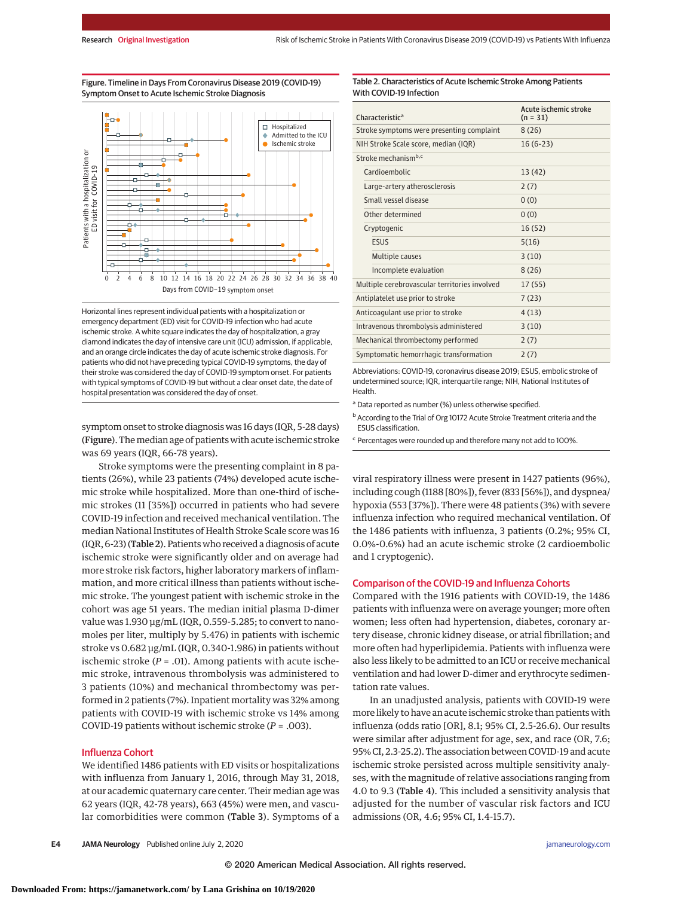Figure. Timeline in Days From Coronavirus Disease 2019 (COVID-19) Symptom Onset to Acute Ischemic Stroke Diagnosis

Horizontal lines represent individual patients with a hospitalization or emergency department (ED) visit for COVID-19 infection who had acute ischemic stroke. A white square indicates the day of hospitalization, a gray diamond indicates the day of intensive care unit (ICU) admission, if applicable, and an orange circle indicates the day of acute ischemic stroke diagnosis. For patients who did not have preceding typical COVID-19 symptoms, the day of their stroke was considered the day of COVID-19 symptom onset. For patients with typical symptoms of COVID-19 but without a clear onset date, the date of hospital presentation was considered the day of onset.

symptom onset to stroke diagnosis was 16 days (IQR, 5-28 days) (Figure). The median age of patients with acute ischemic stroke was 69 years (IQR, 66-78 years).

Stroke symptoms were the presenting complaint in 8 patients (26%), while 23 patients (74%) developed acute ischemic stroke while hospitalized. More than one-third of ischemic strokes (11 [35%]) occurred in patients who had severe COVID-19 infection and received mechanical ventilation. The median National Institutes of Health Stroke Scale score was 16 (IQR, 6-23) (Table 2). Patients who received a diagnosis of acute ischemic stroke were significantly older and on average had more stroke risk factors, higher laboratory markers of inflammation, and more critical illness than patients without ischemic stroke. The youngest patient with ischemic stroke in the cohort was age 51 years. The median initial plasma D-dimer value was 1.930 µg/mL (IQR, 0.559-5.285; to convert to nanomoles per liter, multiply by 5.476) in patients with ischemic stroke vs 0.682 µg/mL (IQR, 0.340-1.986) in patients without ischemic stroke ($P$ = .01). Among patients with acute ischemic stroke, intravenous thrombolysis was administered to 3 patients (10%) and mechanical thrombectomy was performed in 2 patients (7%). Inpatient mortality was 32% among patients with COVID-19 with ischemic stroke vs 14% among COVID-19 patients without ischemic stroke ($P$ = .003).

## Influenza Cohort

We identified 1486 patients with ED visits or hospitalizations with influenza from January 1, 2016, through May 31, 2018, at our academic quaternary care center. Their median age was 62 years (IQR, 42-78 years), 663 (45%) were men, and vascular comorbidities were common (Table 3). Symptoms of a viral respiratory illness were present in 1427 patients (96%), including cough (1188 [80%]), fever (833 [56%]), and dyspnea/hypoxia (553 [37%]). There were 48 patients (3%) with severe influenza infection who required mechanical ventilation. Of the 1486 patients with influenza, 3 patients (0.2%; 95% CI, 0.0%-0.6%) had an acute ischemic stroke (2 cardioembolic and 1 cryptogenic).

Table 2. Characteristics of Acute Ischemic Stroke Among Patients With COVID-19 Infection

| Characteristic[a] | Acute ischemic stroke (n = 31) |
|---|---|
| Stroke symptoms were presenting complaint | 8 (26) |
| NIH Stroke Scale score, median (IQR) | 16 (6-23) |
| Stroke mechanism[b,c] | |
| Cardioembolic | 13 (42) |
| Large-artery atherosclerosis | 2 (7) |
| Small vessel disease | 0 (0) |
| Other determined | 0 (0) |
| Cryptogenic | 16 (52) |
| ESUS | 5(16) |
| Multiple causes | 3 (10) |
| Incomplete evaluation | 8 (26) |
| Multiple cerebrovascular territories involved | 17 (55) |
| Antiplatelet use prior to stroke | 7 (23) |
| Anticoagulant use prior to stroke | 4 (13) |
| Intravenous thrombolysis administered | 3 (10) |
| Mechanical thrombectomy performed | 2 (7) |
| Symptomatic hemorrhagic transformation | 2 (7) |

Abbreviations: COVID-19, coronavirus disease 2019; ESUS, embolic stroke of undetermined source; IQR, interquartile range; NIH, National Institutes of Health.

[a] Data reported as number (%) unless otherwise specified.

[b] According to the Trial of Org 10172 Acute Stroke Treatment criteria and the ESUS classification.

[c] Percentages were rounded up and therefore many not add to 100%.

## Comparison of the COVID-19 and Influenza Cohorts

Compared with the 1916 patients with COVID-19, the 1486 patients with influenza were on average younger; more often women; less often had hypertension, diabetes, coronary artery disease, chronic kidney disease, or atrial fibrillation; and more often had hyperlipidemia. Patients with influenza were also less likely to be admitted to an ICU or receive mechanical ventilation and had lower D-dimer and erythrocyte sedimentation rate values.

In an unadjusted analysis, patients with COVID-19 were more likely to have an acute ischemic stroke than patients with influenza (odds ratio [OR], 8.1; 95% CI, 2.5-26.6). Our results were similar after adjustment for age, sex, and race (OR, 7.6; 95% CI, 2.3-25.2). The association between COVID-19 and acute ischemic stroke persisted across multiple sensitivity analyses, with the magnitude of relative associations ranging from 4.0 to 9.3 (Table 4). This included a sensitivity analysis that adjusted for the number of vascular risk factors and ICU admissions (OR, 4.6; 95% CI, 1.4-15.7).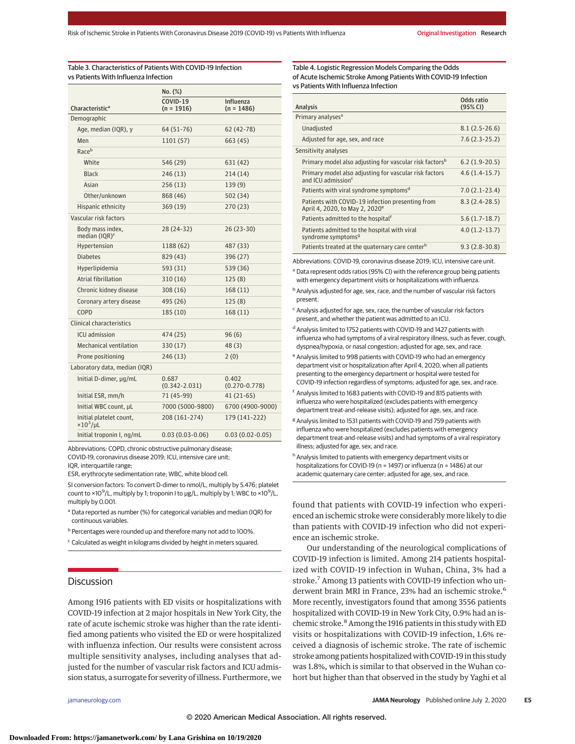Table 3. Characteristics of Patients With COVID-19 Infection vs Patients With Influenza Infection

| Characteristic[a] | COVID-19 (n = 1916), No. (%) | Influenza (n = 1486), No. (%) |
|---|---|---|
| **Demographic** | | |
| Age, median (IQR), y | 64 (51-76) | 62 (42-78) |
| Men | 1101 (57) | 663 (45) |
| Race[b] | | |
| White | 546 (29) | 631 (42) |
| Black | 246 (13) | 214 (14) |
| Asian | 256 (13) | 139 (9) |
| Other/unknown | 868 (46) | 502 (34) |
| Hispanic ethnicity | 369 (19) | 270 (23) |
| **Vascular risk factors** | | |
| Body mass index, median (IQR)[c] | 28 (24-32) | 26 (23-30) |
| Hypertension | 1188 (62) | 487 (33) |
| Diabetes | 829 (43) | 396 (27) |
| Hyperlipidemia | 593 (31) | 539 (36) |
| Atrial fibrillation | 310 (16) | 125 (8) |
| Chronic kidney disease | 308 (16) | 168 (11) |
| Coronary artery disease | 495 (26) | 125 (8) |
| COPD | 185 (10) | 168 (11) |
| **Clinical characteristics** | | |
| ICU admission | 474 (25) | 96 (6) |
| Mechanical ventilation | 330 (17) | 48 (3) |
| Prone positioning | 246 (13) | 2 (0) |
| **Laboratory data, median (IQR)** | | |
| Initial D-dimer, μg/mL | 0.687 (0.342-2.031) | 0.402 (0.270-0.778) |
| Initial ESR, mm/h | 71 (45-99) | 41 (21-65) |
| Initial WBC count, μL | 7000 (5000-9800) | 6700 (4900-9000) |
| Initial platelet count, $\times 10^3$/μL | 208 (161-274) | 179 (141-222) |
| Initial troponin I, ng/mL | 0.03 (0.03-0.06) | 0.03 (0.02-0.05) |

Abbreviations: COPD, chronic obstructive pulmonary disease; COVID-19, coronavirus disease 2019; ICU, intensive care unit; IQR, interquartile range; ESR, erythrocyte sedimentation rate; WBC, white blood cell.

SI conversion factors: To convert D-dimer to nmol/L, multiply by 5.476; platelet count to $\times 10^9$/L, multiply by 1; troponin I to μg/L, multiply by 1; WBC to $\times 10^9$/L, multiply by 0.001.

[a] Data reported as number (%) for categorical variables and median (IQR) for continuous variables.

[b] Percentages were rounded up and therefore many not add to 100%.

[c] Calculated as weight in kilograms divided by height in meters squared.

Table 4. Logistic Regression Models Comparing the Odds of Acute Ischemic Stroke Among Patients With COVID-19 Infection vs Patients With Influenza Infection

| Analysis | Odds ratio (95% CI) |
|---|---|
| **Primary analyses[a]** | |
| Unadjusted | 8.1 (2.5-26.6) |
| Adjusted for age, sex, and race | 7.6 (2.3-25.2) |
| **Sensitivity analyses** | |
| Primary model also adjusting for vascular risk factors[b] | 6.2 (1.9-20.5) |
| Primary model also adjusting for vascular risk factors and ICU admission[c] | 4.6 (1.4-15.7) |
| Patients with viral syndrome symptoms[d] | 7.0 (2.1-23.4) |
| Patients with COVID-19 infection presenting from April 4, 2020, to May 2, 2020[e] | 8.3 (2.4-28.5) |
| Patients admitted to the hospital[f] | 5.6 (1.7-18.7) |
| Patients admitted to the hospital with viral syndrome symptoms[g] | 4.0 (1.2-13.7) |
| Patients treated at the quaternary care center[h] | 9.3 (2.8-30.8) |

Abbreviations: COVID-19, coronavirus disease 2019; ICU, intensive care unit.

[a] Data represent odds ratios (95% CI) with the reference group being patients with emergency department visits or hospitalizations with influenza.

[b] Analysis adjusted for age, sex, race, and the number of vascular risk factors present.

[c] Analysis adjusted for age, sex, race, the number of vascular risk factors present, and whether the patient was admitted to an ICU.

[d] Analysis limited to 1752 patients with COVID-19 and 1427 patients with influenza who had symptoms of a viral respiratory illness, such as fever, cough, dyspnea/hypoxia, or nasal congestion; adjusted for age, sex, and race.

[e] Analysis limited to 998 patients with COVID-19 who had an emergency department visit or hospitalization after April 4, 2020, when all patients presenting to the emergency department or hospital were tested for COVID-19 infection regardless of symptoms; adjusted for age, sex, and race.

[f] Analysis limited to 1683 patients with COVID-19 and 815 patients with influenza who were hospitalized (excludes patients with emergency department treat-and-release visits); adjusted for age, sex, and race.

[g] Analysis limited to 1531 patients with COVID-19 and 759 patients with influenza who were hospitalized (excludes patients with emergency department treat-and-release visits) and had symptoms of a viral respiratory illness; adjusted for age, sex, and race.

[h] Analysis limited to patients with emergency department visits or hospitalizations for COVID-19 (n = 1497) or influenza (n = 1486) at our academic quaternary care center; adjusted for age, sex, and race.

## Discussion

Among 1916 patients with ED visits or hospitalizations with COVID-19 infection at 2 major hospitals in New York City, the rate of acute ischemic stroke was higher than the rate identified among patients who visited the ED or were hospitalized with influenza infection. Our results were consistent across multiple sensitivity analyses, including analyses that adjusted for the number of vascular risk factors and ICU admission status, a surrogate for severity of illness. Furthermore, we found that patients with COVID-19 infection who experienced an ischemic stroke were considerably more likely to die than patients with COVID-19 infection who did not experience an ischemic stroke.

Our understanding of the neurological complications of COVID-19 infection is limited. Among 214 patients hospitalized with COVID-19 infection in Wuhan, China, 3% had a stroke.[7] Among 13 patients with COVID-19 infection who underwent brain MRI in France, 23% had an ischemic stroke.[6] More recently, investigators found that among 3556 patients hospitalized with COVID-19 in New York City, 0.9% had an ischemic stroke.[8] Among the 1916 patients in this study with ED visits or hospitalizations with COVID-19 infection, 1.6% received a diagnosis of ischemic stroke. The rate of ischemic stroke among patients hospitalized with COVID-19 in this study was 1.8%, which is similar to that observed in the Wuhan cohort but higher than that observed in the study by Yaghi et al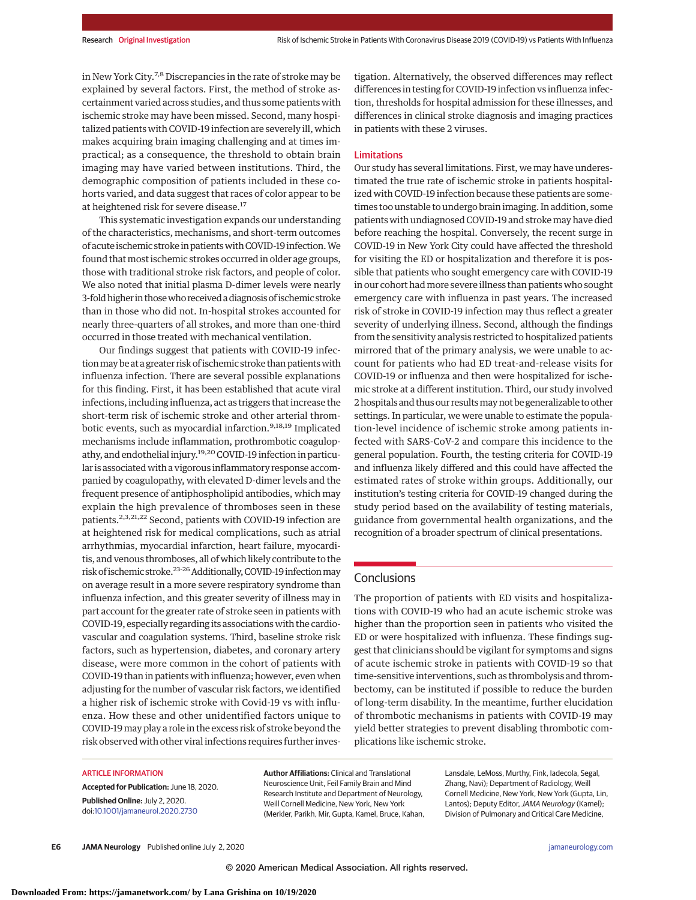in New York City.[7,8] Discrepancies in the rate of stroke may be explained by several factors. First, the method of stroke ascertainment varied across studies, and thus some patients with ischemic stroke may have been missed. Second, many hospitalized patients with COVID-19 infection are severely ill, which makes acquiring brain imaging challenging and at times impractical; as a consequence, the threshold to obtain brain imaging may have varied between institutions. Third, the demographic composition of patients included in these cohorts varied, and data suggest that races of color appear to be at heightened risk for severe disease.[17]

This systematic investigation expands our understanding of the characteristics, mechanisms, and short-term outcomes of acute ischemic stroke in patients with COVID-19 infection. We found that most ischemic strokes occurred in older age groups, those with traditional stroke risk factors, and people of color. We also noted that initial plasma D-dimer levels were nearly 3-fold higher in those who received a diagnosis of ischemic stroke than in those who did not. In-hospital strokes accounted for nearly three-quarters of all strokes, and more than one-third occurred in those treated with mechanical ventilation.

Our findings suggest that patients with COVID-19 infection may be at a greater risk of ischemic stroke than patients with influenza infection. There are several possible explanations for this finding. First, it has been established that acute viral infections, including influenza, act as triggers that increase the short-term risk of ischemic stroke and other arterial thrombotic events, such as myocardial infarction.[9,18,19] Implicated mechanisms include inflammation, prothrombotic coagulopathy, and endothelial injury.[19,20] COVID-19 infection in particular is associated with a vigorous inflammatory response accompanied by coagulopathy, with elevated D-dimer levels and the frequent presence of antiphospholipid antibodies, which may explain the high prevalence of thromboses seen in these patients.[2,3,21,22] Second, patients with COVID-19 infection are at heightened risk for medical complications, such as atrial arrhythmias, myocardial infarction, heart failure, myocarditis, and venous thromboses, all of which likely contribute to the risk of ischemic stroke.[23-26] Additionally, COVID-19 infection may on average result in a more severe respiratory syndrome than influenza infection, and this greater severity of illness may in part account for the greater rate of stroke seen in patients with COVID-19, especially regarding its associations with the cardiovascular and coagulation systems. Third, baseline stroke risk factors, such as hypertension, diabetes, and coronary artery disease, were more common in the cohort of patients with COVID-19 than in patients with influenza; however, even when adjusting for the number of vascular risk factors, we identified a higher risk of ischemic stroke with Covid-19 vs with influenza. How these and other unidentified factors unique to COVID-19 may play a role in the excess risk of stroke beyond the risk observed with other viral infections requires further investigation. Alternatively, the observed differences may reflect differences in testing for COVID-19 infection vs influenza infection, thresholds for hospital admission for these illnesses, and differences in clinical stroke diagnosis and imaging practices in patients with these 2 viruses.

## Limitations

Our study has several limitations. First, we may have underestimated the true rate of ischemic stroke in patients hospitalized with COVID-19 infection because these patients are sometimes too unstable to undergo brain imaging. In addition, some patients with undiagnosed COVID-19 and stroke may have died before reaching the hospital. Conversely, the recent surge in COVID-19 in New York City could have affected the threshold for visiting the ED or hospitalization and therefore it is possible that patients who sought emergency care with COVID-19 in our cohort had more severe illness than patients who sought emergency care with influenza in past years. The increased risk of stroke in COVID-19 infection may thus reflect a greater severity of underlying illness. Second, although the findings from the sensitivity analysis restricted to hospitalized patients mirrored that of the primary analysis, we were unable to account for patients who had ED treat-and-release visits for COVID-19 or influenza and then were hospitalized for ischemic stroke at a different institution. Third, our study involved 2 hospitals and thus our results may not be generalizable to other settings. In particular, we were unable to estimate the population-level incidence of ischemic stroke among patients infected with SARS-CoV-2 and compare this incidence to the general population. Fourth, the testing criteria for COVID-19 and influenza likely differed and this could have affected the estimated rates of stroke within groups. Additionally, our institution's testing criteria for COVID-19 changed during the study period based on the availability of testing materials, guidance from governmental health organizations, and the recognition of a broader spectrum of clinical presentations.

## Conclusions

The proportion of patients with ED visits and hospitalizations with COVID-19 who had an acute ischemic stroke was higher than the proportion seen in patients who visited the ED or were hospitalized with influenza. These findings suggest that clinicians should be vigilant for symptoms and signs of acute ischemic stroke in patients with COVID-19 so that time-sensitive interventions, such as thrombolysis and thrombectomy, can be instituted if possible to reduce the burden of long-term disability. In the meantime, further elucidation of thrombotic mechanisms in patients with COVID-19 may yield better strategies to prevent disabling thrombotic complications like ischemic stroke.

ARTICLE INFORMATION

**Accepted for Publication:** June 18, 2020.

**Published Online:** July 2, 2020. doi:10.1001/jamaneurol.2020.2730

**Author Affiliations:** Clinical and Translational Neuroscience Unit, Feil Family Brain and Mind Research Institute and Department of Neurology, Weill Cornell Medicine, New York, New York (Merkler, Parikh, Mir, Gupta, Kamel, Bruce, Kahan, Lansdale, LeMoss, Murthy, Fink, Iadecola, Segal, Zhang, Navi); Department of Radiology, Weill Cornell Medicine, New York, New York (Gupta, Lin, Lantos); Deputy Editor, *JAMA Neurology* (Kamel); Division of Pulmonary and Critical Care Medicine,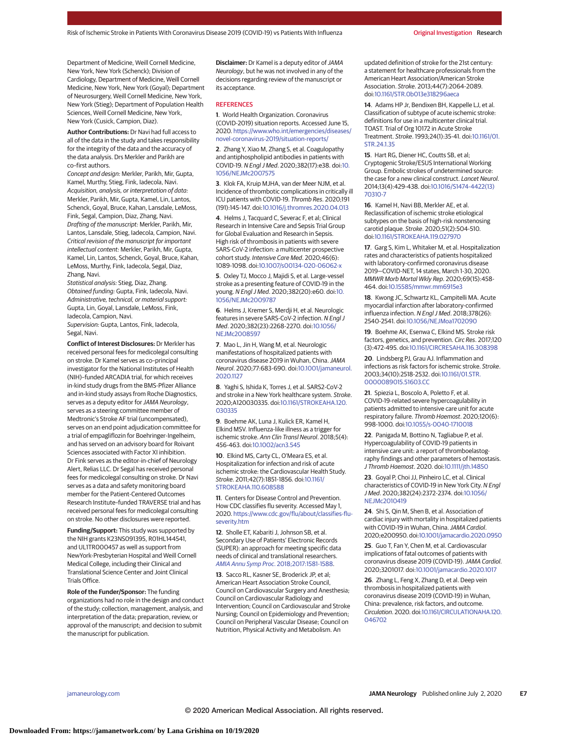Department of Medicine, Weill Cornell Medicine, New York, New York (Schenck); Division of Cardiology, Department of Medicine, Weill Cornell Medicine, New York, New York (Goyal); Department of Neurosurgery, Weill Cornell Medicine, New York, New York (Stieg); Department of Population Health Sciences, Weill Cornell Medicine, New York, New York (Cusick, Campion, Diaz).

**Author Contributions:** Dr Navi had full access to all of the data in the study and takes responsibility for the integrity of the data and the accuracy of the data analysis. Drs Merkler and Parikh are co–first authors.
*Concept and design:* Merkler, Parikh, Mir, Gupta, Kamel, Murthy, Stieg, Fink, Iadecola, Navi.
*Acquisition, analysis, or interpretation of data:* Merkler, Parikh, Mir, Gupta, Kamel, Lin, Lantos, Schenck, Goyal, Bruce, Kahan, Lansdale, LeMoss, Fink, Segal, Campion, Diaz, Zhang, Navi.
*Drafting of the manuscript:* Merkler, Parikh, Mir, Lantos, Lansdale, Stieg, Iadecola, Campion, Navi.
*Critical revision of the manuscript for important intellectual content:* Merkler, Parikh, Mir, Gupta, Kamel, Lin, Lantos, Schenck, Goyal, Bruce, Kahan, LeMoss, Murthy, Fink, Iadecola, Segal, Diaz, Zhang, Navi.
*Statistical analysis:* Stieg, Diaz, Zhang.
*Obtained funding:* Gupta, Fink, Iadecola, Navi.
*Administrative, technical, or material support:* Gupta, Lin, Goyal, Lansdale, LeMoss, Fink, Iadecola, Campion, Navi.
*Supervision:* Gupta, Lantos, Fink, Iadecola, Segal, Navi.

**Conflict of Interest Disclosures:** Dr Merkler has received personal fees for medicolegal consulting on stroke. Dr Kamel serves as co–principal investigator for the National Institutes of Health (NIH)–funded ARCADIA trial, for which receives in-kind study drugs from the BMS-Pfizer Alliance and in-kind study assays from Roche Diagnostics, serves as a deputy editor for *JAMA Neurology*, serves as a steering committee member of Medtronic's Stroke AF trial (uncompensated), serves on an end point adjudication committee for a trial of empagliflozin for Boehringer-Ingelheim, and has served on an advisory board for Roivant Sciences associated with Factor XI inhibition. Dr Fink serves as the editor-in-chief of Neurology Alert, Relias LLC. Dr Segal has received personal fees for medicolegal consulting on stroke. Dr Navi serves as a data and safety monitoring board member for the Patient-Centered Outcomes Research Institute–funded TRAVERSE trial and has received personal fees for medicolegal consulting on stroke. No other disclosures were reported.

**Funding/Support:** This study was supported by the NIH grants K23NS091395, R01HL144541, and UL1TR000457 as well as support from NewYork-Presbyterian Hospital and Weill Cornell Medical College, including their Clinical and Translational Science Center and Joint Clinical Trials Office.

**Role of the Funder/Sponsor:** The funding organizations had no role in the design and conduct of the study; collection, management, analysis, and interpretation of the data; preparation, review, or approval of the manuscript; and decision to submit the manuscript for publication.

**Disclaimer:** Dr Kamel is a deputy editor of *JAMA Neurology*, but he was not involved in any of the decisions regarding review of the manuscript or its acceptance.

## REFERENCES

1. World Health Organization. Coronavirus (COVID-2019) situation reports. Accessed June 15, 2020. https://www.who.int/emergencies/diseases/novel-coronavirus-2019/situation-reports/

2. Zhang Y, Xiao M, Zhang S, et al. Coagulopathy and antiphospholipid antibodies in patients with COVID-19. *N Engl J Med*. 2020;382(17):e38. doi:10.1056/NEJMc2007575

3. Klok FA, Kruip MJHA, van der Meer NJM, et al. Incidence of thrombotic complications in critically ill ICU patients with COVID-19. *Thromb Res*. 2020;191(191):145-147. doi:10.1016/j.thromres.2020.04.013

4. Helms J, Tacquard C, Severac F, et al; Clinical Research in Intensive Care and Sepsis Trial Group for Global Evaluation and Research in Sepsis. High risk of thrombosis in patients with severe SARS-CoV-2 infection: a multicenter prospective cohort study. *Intensive Care Med*. 2020;46(6):1089-1098. doi:10.1007/s00134-020-06062-x

5. Oxley TJ, Mocco J, Majidi S, et al. Large-vessel stroke as a presenting feature of COVID-19 in the young. *N Engl J Med*. 2020;382(20):e60. doi:10.1056/NEJMc2009787

6. Helms J, Kremer S, Merdji H, et al. Neurologic features in severe SARS-CoV-2 infection. *N Engl J Med*. 2020;382(23):2268-2270. doi:10.1056/NEJMc2008597

7. Mao L, Jin H, Wang M, et al. Neurologic manifestations of hospitalized patients with coronavirus disease 2019 in Wuhan, China. *JAMA Neurol*. 2020;77:683-690. doi:10.1001/jamaneurol.2020.1127

8. Yaghi S, Ishida K, Torres J, et al. SARS2-CoV-2 and stroke in a New York healthcare system. *Stroke*. 2020;A120030335. doi:10.1161/STROKEAHA.120.030335

9. Boehme AK, Luna J, Kulick ER, Kamel H, Elkind MSV. Influenza-like illness as a trigger for ischemic stroke. *Ann Clin Transl Neurol*. 2018;5(4):456-463. doi:10.1002/acn3.545

10. Elkind MS, Carty CL, O'Meara ES, et al. Hospitalization for infection and risk of acute ischemic stroke: the Cardiovascular Health Study. *Stroke*. 2011;42(7):1851-1856. doi:10.1161/STROKEAHA.110.608588

11. Centers for Disease Control and Prevention. How CDC classifies flu severity. Accessed May 1, 2020. https://www.cdc.gov/flu/about/classifies-flu-severity.htm

12. Sholle ET, Kabariti J, Johnson SB, et al. Secondary Use of Patients' Electronic Records (SUPER): an approach for meeting specific data needs of clinical and translational researchers. *AMIA Annu Symp Proc*. 2018;2017:1581-1588.

13. Sacco RL, Kasner SE, Broderick JP, et al; American Heart Association Stroke Council, Council on Cardiovascular Surgery and Anesthesia; Council on Cardiovascular Radiology and Intervention; Council on Cardiovascular and Stroke Nursing; Council on Epidemiology and Prevention; Council on Peripheral Vascular Disease; Council on Nutrition, Physical Activity and Metabolism. An updated definition of stroke for the 21st century: a statement for healthcare professionals from the American Heart Association/American Stroke Association. *Stroke*. 2013;44(7):2064-2089. doi:10.1161/STR.0b013e318296aeca

14. Adams HP Jr, Bendixen BH, Kappelle LJ, et al. Classification of subtype of acute ischemic stroke: definitions for use in a multicenter clinical trial. TOAST. Trial of Org 10172 in Acute Stroke Treatment. *Stroke*. 1993;24(1):35-41. doi:10.1161/01.STR.24.1.35

15. Hart RG, Diener HC, Coutts SB, et al; Cryptogenic Stroke/ESUS International Working Group. Embolic strokes of undetermined source: the case for a new clinical construct. *Lancet Neurol*. 2014;13(4):429-438. doi:10.1016/S1474-4422(13)70310-7

16. Kamel H, Navi BB, Merkler AE, et al. Reclassification of ischemic stroke etiological subtypes on the basis of high-risk nonstenosing carotid plaque. *Stroke*. 2020;51(2):504-510. doi:10.1161/STROKEAHA.119.027970

17. Garg S, Kim L, Whitaker M, et al. Hospitalization rates and characteristics of patients hospitalized with laboratory-confirmed coronavirus disease 2019—COVID-NET, 14 states, March 1-30, 2020. *MMWR Morb Mortal Wkly Rep*. 2020;69(15):458-464. doi:10.15585/mmwr.mm6915e3

18. Kwong JC, Schwartz KL, Campitelli MA. Acute myocardial infarction after laboratory-confirmed influenza infection. *N Engl J Med*. 2018;378(26):2540-2541. doi:10.1056/NEJMoa1702090

19. Boehme AK, Esenwa C, Elkind MS. Stroke risk factors, genetics, and prevention. *Circ Res*. 2017;120(3):472-495. doi:10.1161/CIRCRESAHA.116.308398

20. Lindsberg PJ, Grau AJ. Inflammation and infections as risk factors for ischemic stroke. *Stroke*. 2003;34(10):2518-2532. doi:10.1161/01.STR.0000089015.51603.CC

21. Spiezia L, Boscolo A, Poletto F, et al. COVID-19-related severe hypercoagulability in patients admitted to intensive care unit for acute respiratory failure. *Thromb Haemost*. 2020;120(6):998-1000. doi:10.1055/s-0040-1710018

22. Panigada M, Bottino N, Tagliabue P, et al. Hypercoagulability of COVID-19 patients in intensive care unit: a report of thromboelastography findings and other parameters of hemostasis. *J Thromb Haemost*. 2020. doi:10.1111/jth.14850

23. Goyal P, Choi JJ, Pinheiro LC, et al. Clinical characteristics of COVID-19 in New York City. *N Engl J Med*. 2020;382(24):2372-2374. doi:10.1056/NEJMc2010419

24. Shi S, Qin M, Shen B, et al. Association of cardiac injury with mortality in hospitalized patients with COVID-19 in Wuhan, China. *JAMA Cardiol*. 2020;e200950. doi:10.1001/jamacardio.2020.0950

25. Guo T, Fan Y, Chen M, et al. Cardiovascular implications of fatal outcomes of patients with coronavirus disease 2019 (COVID-19). *JAMA Cardiol*. 2020;3201017. doi:10.1001/jamacardio.2020.1017

26. Zhang L, Feng X, Zhang D, et al. Deep vein thrombosis in hospitalized patients with coronavirus disease 2019 (COVID-19) in Wuhan, China: prevalence, risk factors, and outcome. *Circulation*. 2020. doi:10.1161/CIRCULATIONAHA.120.046702